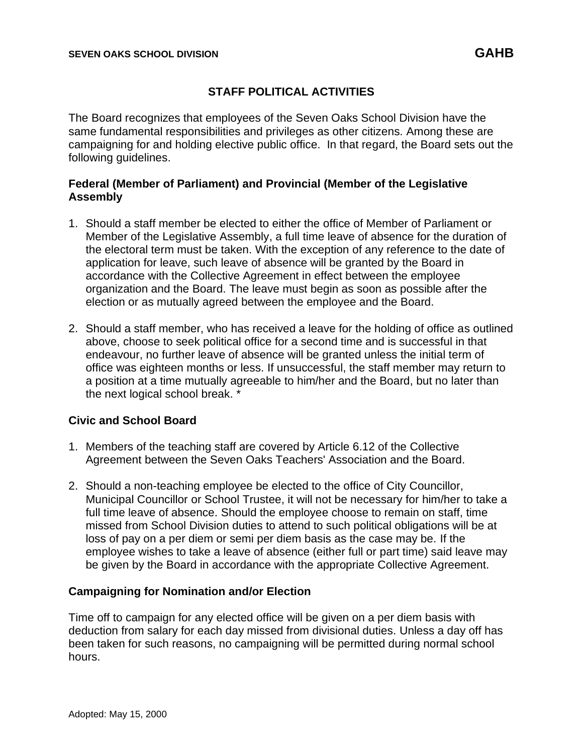SEVEN OAKS SCHOOL DIVISION **GAHB**

# STAFF POLITICAL ACTIVITIES

The Board recognizes that employees of the Seven Oaks School Division have the same fundamental responsibilities and privileges as other citizens. Among these are campaigning for and holding elective public office. In that regard, the Board sets out the following guidelines.

## Federal (Member of Parliament) and Provincial (Member of the Legislative Assembly

1. Should a staff member be elected to either the office of Member of Parliament or Member of the Legislative Assembly, a full time leave of absence for the duration of the electoral term must be taken. With the exception of any reference to the date of application for leave, such leave of absence will be granted by the Board in accordance with the Collective Agreement in effect between the employee organization and the Board. The leave must begin as soon as possible after the election or as mutually agreed between the employee and the Board.

2. Should a staff member, who has received a leave for the holding of office as outlined above, choose to seek political office for a second time and is successful in that endeavour, no further leave of absence will be granted unless the initial term of office was eighteen months or less. If unsuccessful, the staff member may return to a position at a time mutually agreeable to him/her and the Board, but no later than the next logical school break. *

## Civic and School Board

1. Members of the teaching staff are covered by Article 6.12 of the Collective Agreement between the Seven Oaks Teachers' Association and the Board.

2. Should a non-teaching employee be elected to the office of City Councillor, Municipal Councillor or School Trustee, it will not be necessary for him/her to take a full time leave of absence. Should the employee choose to remain on staff, time missed from School Division duties to attend to such political obligations will be at loss of pay on a per diem or semi per diem basis as the case may be. If the employee wishes to take a leave of absence (either full or part time) said leave may be given by the Board in accordance with the appropriate Collective Agreement.

## Campaigning for Nomination and/or Election

Time off to campaign for any elected office will be given on a per diem basis with deduction from salary for each day missed from divisional duties. Unless a day off has been taken for such reasons, no campaigning will be permitted during normal school hours.

Adopted: May 15, 2000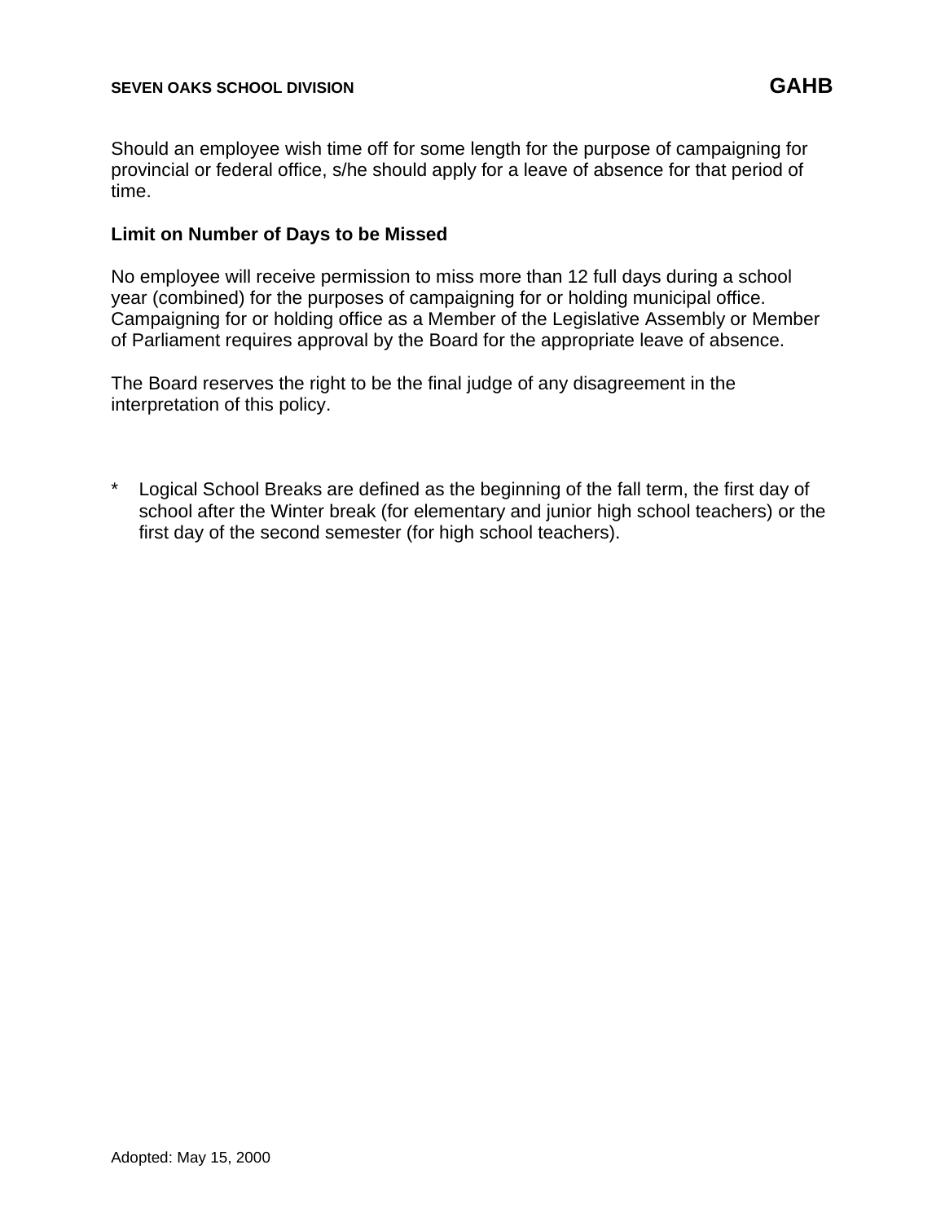Should an employee wish time off for some length for the purpose of campaigning for provincial or federal office, s/he should apply for a leave of absence for that period of time.

**Limit on Number of Days to be Missed**

No employee will receive permission to miss more than 12 full days during a school year (combined) for the purposes of campaigning for or holding municipal office. Campaigning for or holding office as a Member of the Legislative Assembly or Member of Parliament requires approval by the Board for the appropriate leave of absence.

The Board reserves the right to be the final judge of any disagreement in the interpretation of this policy.

\* Logical School Breaks are defined as the beginning of the fall term, the first day of school after the Winter break (for elementary and junior high school teachers) or the first day of the second semester (for high school teachers).

Adopted: May 15, 2000